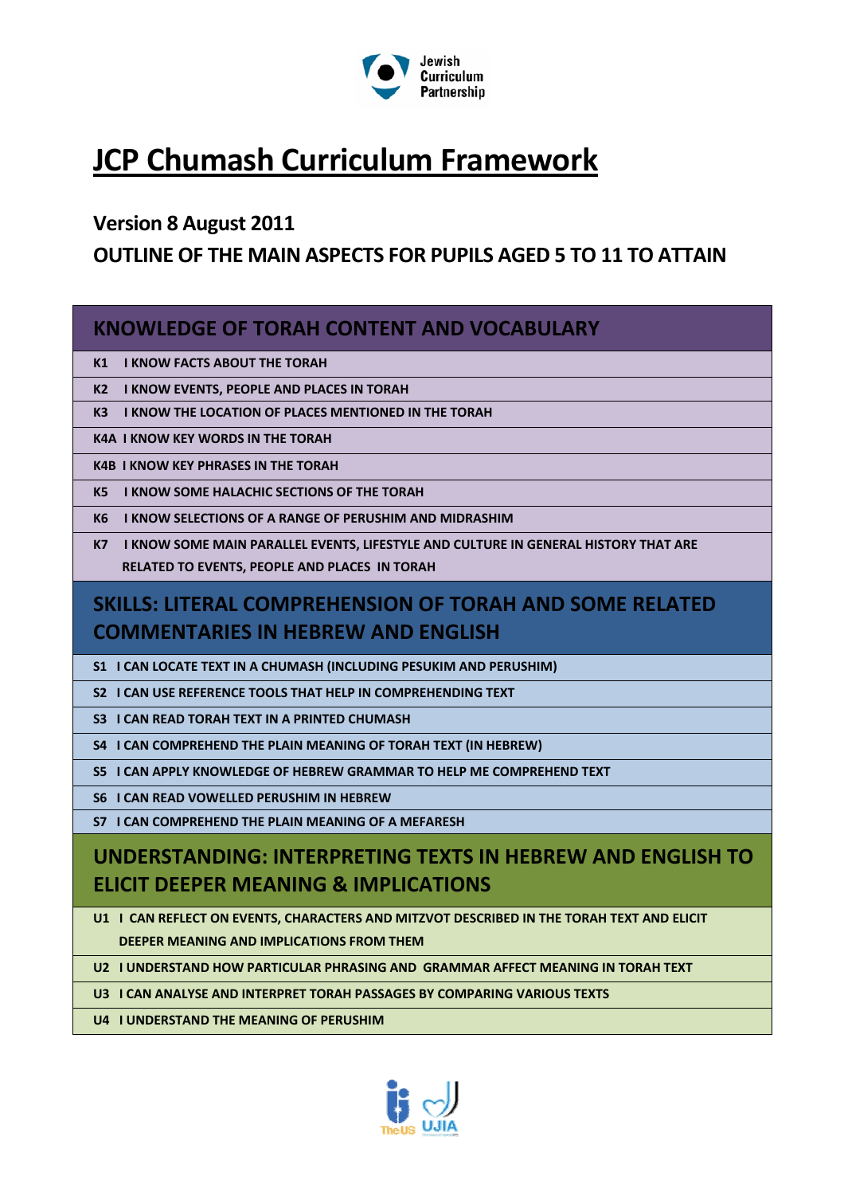Jewish Curriculum Partnership

# JCP Chumash Curriculum Framework

## Version 8 August 2011

## OUTLINE OF THE MAIN ASPECTS FOR PUPILS AGED 5 TO 11 TO ATTAIN

### KNOWLEDGE OF TORAH CONTENT AND VOCABULARY

- **K1** I KNOW FACTS ABOUT THE TORAH
- **K2** I KNOW EVENTS, PEOPLE AND PLACES IN TORAH
- **K3** I KNOW THE LOCATION OF PLACES MENTIONED IN THE TORAH
- **K4A** I KNOW KEY WORDS IN THE TORAH
- **K4B** I KNOW KEY PHRASES IN THE TORAH
- **K5** I KNOW SOME HALACHIC SECTIONS OF THE TORAH
- **K6** I KNOW SELECTIONS OF A RANGE OF PERUSHIM AND MIDRASHIM
- **K7** I KNOW SOME MAIN PARALLEL EVENTS, LIFESTYLE AND CULTURE IN GENERAL HISTORY THAT ARE RELATED TO EVENTS, PEOPLE AND PLACES IN TORAH

### SKILLS: LITERAL COMPREHENSION OF TORAH AND SOME RELATED COMMENTARIES IN HEBREW AND ENGLISH

- **S1** I CAN LOCATE TEXT IN A CHUMASH (INCLUDING PESUKIM AND PERUSHIM)
- **S2** I CAN USE REFERENCE TOOLS THAT HELP IN COMPREHENDING TEXT
- **S3** I CAN READ TORAH TEXT IN A PRINTED CHUMASH
- **S4** I CAN COMPREHEND THE PLAIN MEANING OF TORAH TEXT (IN HEBREW)
- **S5** I CAN APPLY KNOWLEDGE OF HEBREW GRAMMAR TO HELP ME COMPREHEND TEXT
- **S6** I CAN READ VOWELLED PERUSHIM IN HEBREW
- **S7** I CAN COMPREHEND THE PLAIN MEANING OF A MEFARESH

### UNDERSTANDING: INTERPRETING TEXTS IN HEBREW AND ENGLISH TO ELICIT DEEPER MEANING & IMPLICATIONS

- **U1** I CAN REFLECT ON EVENTS, CHARACTERS AND MITZVOT DESCRIBED IN THE TORAH TEXT AND ELICIT DEEPER MEANING AND IMPLICATIONS FROM THEM
- **U2** I UNDERSTAND HOW PARTICULAR PHRASING AND GRAMMAR AFFECT MEANING IN TORAH TEXT
- **U3** I CAN ANALYSE AND INTERPRET TORAH PASSAGES BY COMPARING VARIOUS TEXTS
- **U4** I UNDERSTAND THE MEANING OF PERUSHIM

TheUS UJIA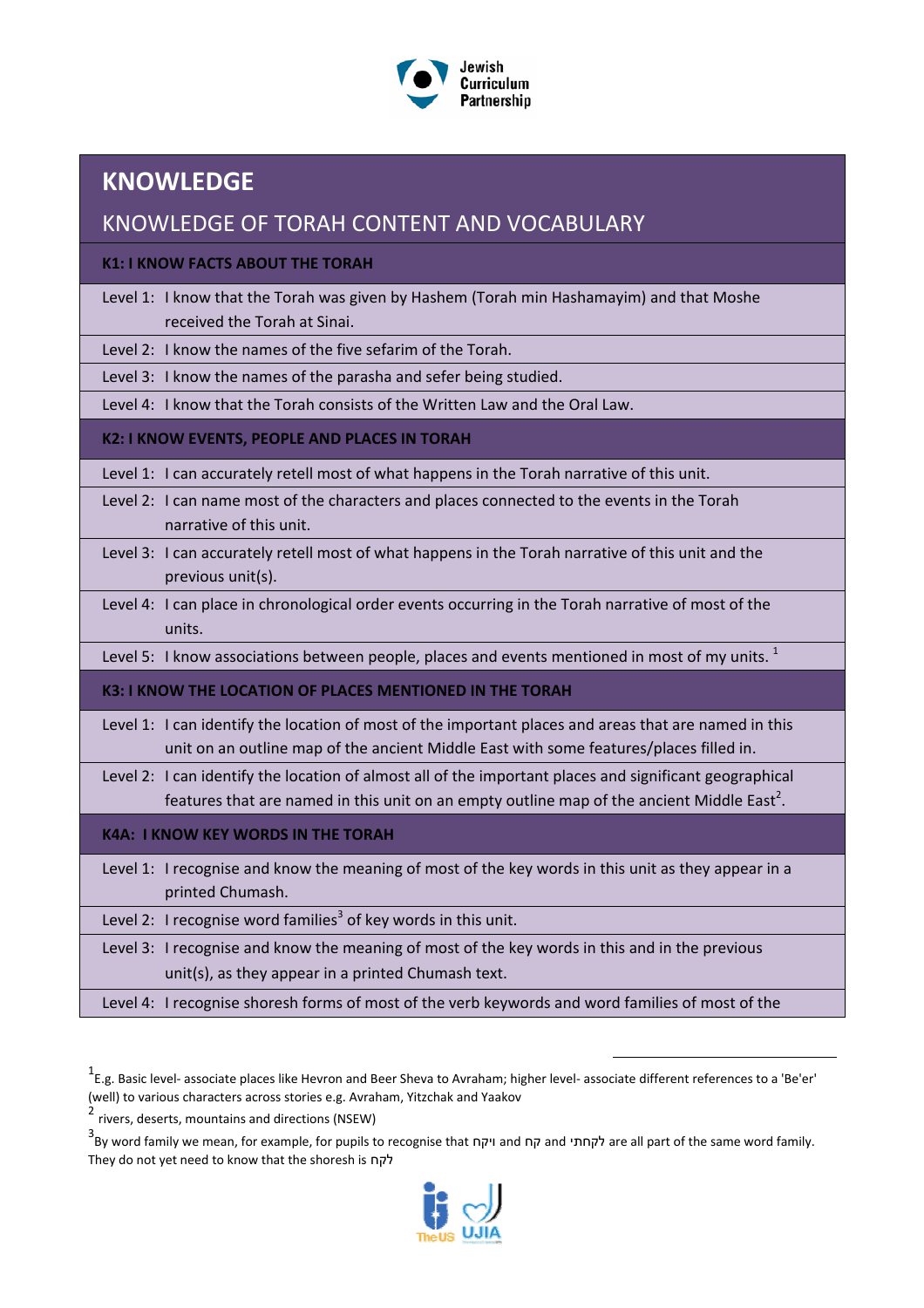# KNOWLEDGE

## KNOWLEDGE OF TORAH CONTENT AND VOCABULARY

### K1: I KNOW FACTS ABOUT THE TORAH

Level 1: I know that the Torah was given by Hashem (Torah min Hashamayim) and that Moshe received the Torah at Sinai.

Level 2: I know the names of the five sefarim of the Torah.

Level 3: I know the names of the parasha and sefer being studied.

Level 4: I know that the Torah consists of the Written Law and the Oral Law.

### K2: I KNOW EVENTS, PEOPLE AND PLACES IN TORAH

Level 1: I can accurately retell most of what happens in the Torah narrative of this unit.

Level 2: I can name most of the characters and places connected to the events in the Torah narrative of this unit.

Level 3: I can accurately retell most of what happens in the Torah narrative of this unit and the previous unit(s).

Level 4: I can place in chronological order events occurring in the Torah narrative of most of the units.

Level 5: I know associations between people, places and events mentioned in most of my units. [1]

### K3: I KNOW THE LOCATION OF PLACES MENTIONED IN THE TORAH

Level 1: I can identify the location of most of the important places and areas that are named in this unit on an outline map of the ancient Middle East with some features/places filled in.

Level 2: I can identify the location of almost all of the important places and significant geographical features that are named in this unit on an empty outline map of the ancient Middle East[2].

### K4A: I KNOW KEY WORDS IN THE TORAH

Level 1: I recognise and know the meaning of most of the key words in this unit as they appear in a printed Chumash.

Level 2: I recognise word families[3] of key words in this unit.

Level 3: I recognise and know the meaning of most of the key words in this and in the previous unit(s), as they appear in a printed Chumash text.

Level 4: I recognise shoresh forms of most of the verb keywords and word families of most of the

---

[1] E.g. Basic level- associate places like Hevron and Beer Sheva to Avraham; higher level- associate different references to a 'Be'er' (well) to various characters across stories e.g. Avraham, Yitzchak and Yaakov

[2] rivers, deserts, mountains and directions (NSEW)

[3] By word family we mean, for example, for pupils to recognise that ויקח and קח and לקחתי are all part of the same word family. They do not yet need to know that the shoresh is לקח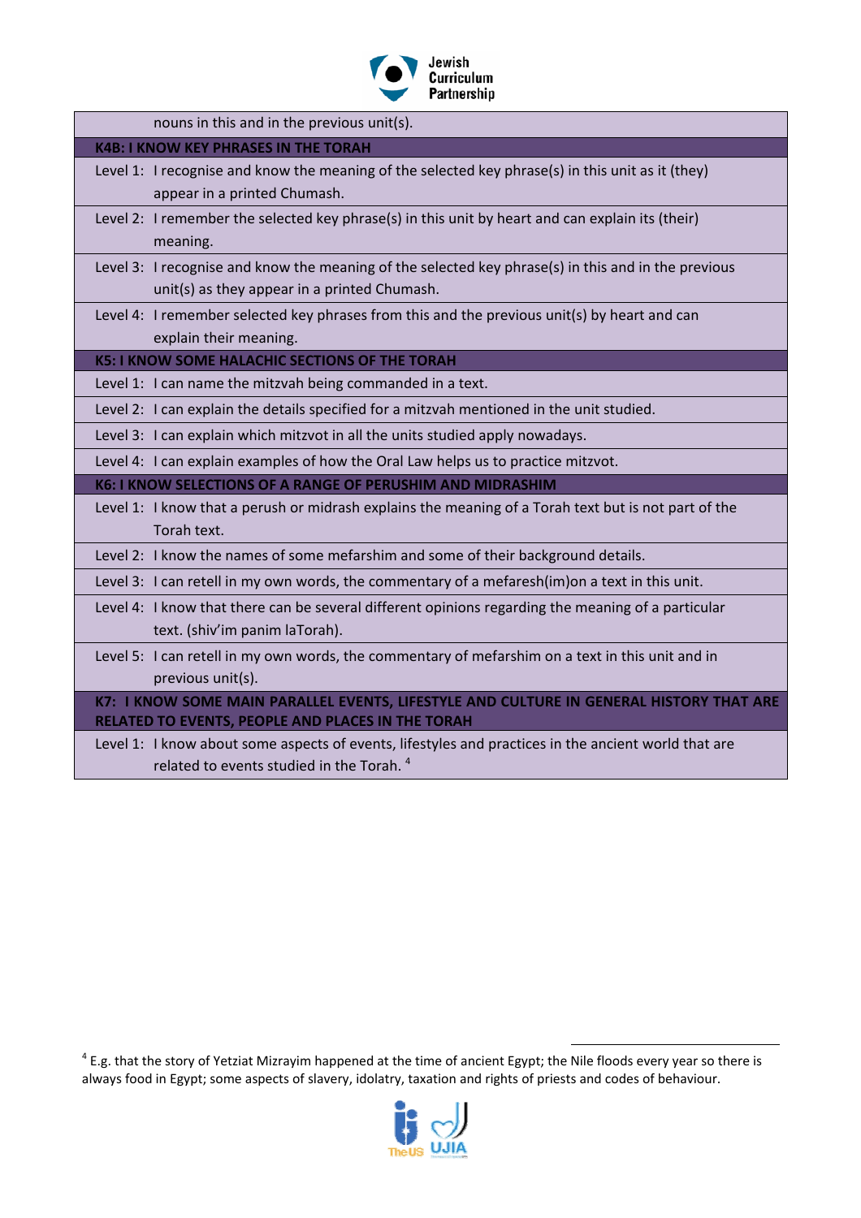| | |
|---|---|
| | nouns in this and in the previous unit(s). |
| **K4B: I KNOW KEY PHRASES IN THE TORAH** | |
| Level 1: | I recognise and know the meaning of the selected key phrase(s) in this unit as it (they) appear in a printed Chumash. |
| Level 2: | I remember the selected key phrase(s) in this unit by heart and can explain its (their) meaning. |
| Level 3: | I recognise and know the meaning of the selected key phrase(s) in this and in the previous unit(s) as they appear in a printed Chumash. |
| Level 4: | I remember selected key phrases from this and the previous unit(s) by heart and can explain their meaning. |
| **K5: I KNOW SOME HALACHIC SECTIONS OF THE TORAH** | |
| Level 1: | I can name the mitzvah being commanded in a text. |
| Level 2: | I can explain the details specified for a mitzvah mentioned in the unit studied. |
| Level 3: | I can explain which mitzvot in all the units studied apply nowadays. |
| Level 4: | I can explain examples of how the Oral Law helps us to practice mitzvot. |
| **K6: I KNOW SELECTIONS OF A RANGE OF PERUSHIM AND MIDRASHIM** | |
| Level 1: | I know that a perush or midrash explains the meaning of a Torah text but is not part of the Torah text. |
| Level 2: | I know the names of some mefarshim and some of their background details. |
| Level 3: | I can retell in my own words, the commentary of a mefaresh(im)on a text in this unit. |
| Level 4: | I know that there can be several different opinions regarding the meaning of a particular text. (shiv'im panim laTorah). |
| Level 5: | I can retell in my own words, the commentary of mefarshim on a text in this unit and in previous unit(s). |
| **K7: I KNOW SOME MAIN PARALLEL EVENTS, LIFESTYLE AND CULTURE IN GENERAL HISTORY THAT ARE RELATED TO EVENTS, PEOPLE AND PLACES IN THE TORAH** | |
| Level 1: | I know about some aspects of events, lifestyles and practices in the ancient world that are related to events studied in the Torah. [4] |

[4] E.g. that the story of Yetziat Mizrayim happened at the time of ancient Egypt; the Nile floods every year so there is always food in Egypt; some aspects of slavery, idolatry, taxation and rights of priests and codes of behaviour.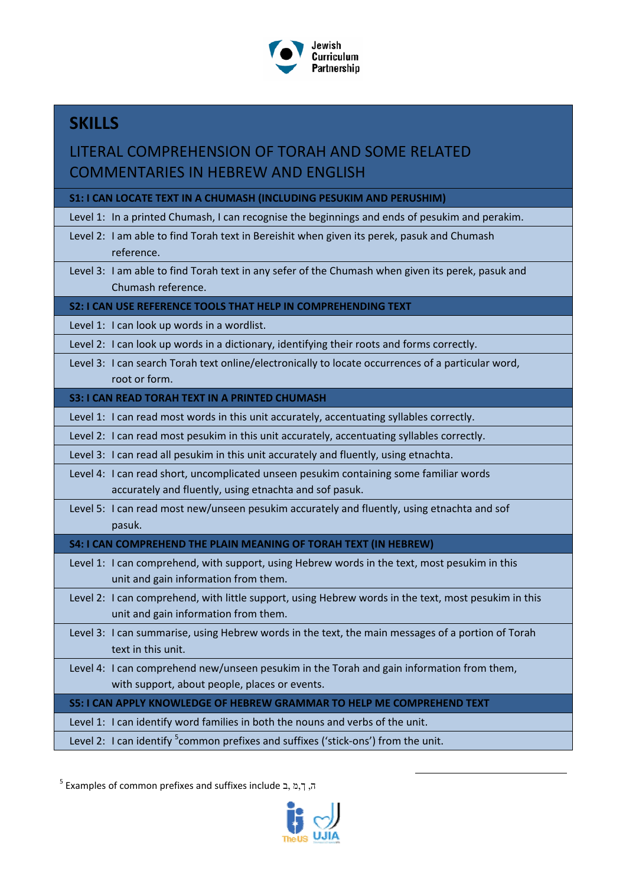# SKILLS

## LITERAL COMPREHENSION OF TORAH AND SOME RELATED COMMENTARIES IN HEBREW AND ENGLISH

| S1: I CAN LOCATE TEXT IN A CHUMASH (INCLUDING PESUKIM AND PERUSHIM) |
|---|
| Level 1: In a printed Chumash, I can recognise the beginnings and ends of pesukim and perakim. |
| Level 2: I am able to find Torah text in Bereishit when given its perek, pasuk and Chumash reference. |
| Level 3: I am able to find Torah text in any sefer of the Chumash when given its perek, pasuk and Chumash reference. |
| **S2: I CAN USE REFERENCE TOOLS THAT HELP IN COMPREHENDING TEXT** |
| Level 1: I can look up words in a wordlist. |
| Level 2: I can look up words in a dictionary, identifying their roots and forms correctly. |
| Level 3: I can search Torah text online/electronically to locate occurrences of a particular word, root or form. |
| **S3: I CAN READ TORAH TEXT IN A PRINTED CHUMASH** |
| Level 1: I can read most words in this unit accurately, accentuating syllables correctly. |
| Level 2: I can read most pesukim in this unit accurately, accentuating syllables correctly. |
| Level 3: I can read all pesukim in this unit accurately and fluently, using etnachta. |
| Level 4: I can read short, uncomplicated unseen pesukim containing some familiar words accurately and fluently, using etnachta and sof pasuk. |
| Level 5: I can read most new/unseen pesukim accurately and fluently, using etnachta and sof pasuk. |
| **S4: I CAN COMPREHEND THE PLAIN MEANING OF TORAH TEXT (IN HEBREW)** |
| Level 1: I can comprehend, with support, using Hebrew words in the text, most pesukim in this unit and gain information from them. |
| Level 2: I can comprehend, with little support, using Hebrew words in the text, most pesukim in this unit and gain information from them. |
| Level 3: I can summarise, using Hebrew words in the text, the main messages of a portion of Torah text in this unit. |
| Level 4: I can comprehend new/unseen pesukim in the Torah and gain information from them, with support, about people, places or events. |
| **S5: I CAN APPLY KNOWLEDGE OF HEBREW GRAMMAR TO HELP ME COMPREHEND TEXT** |
| Level 1: I can identify word families in both the nouns and verbs of the unit. |
| Level 2: I can identify [5] common prefixes and suffixes ('stick-ons') from the unit. |

[5] Examples of common prefixes and suffixes include ה, ך,מ, ב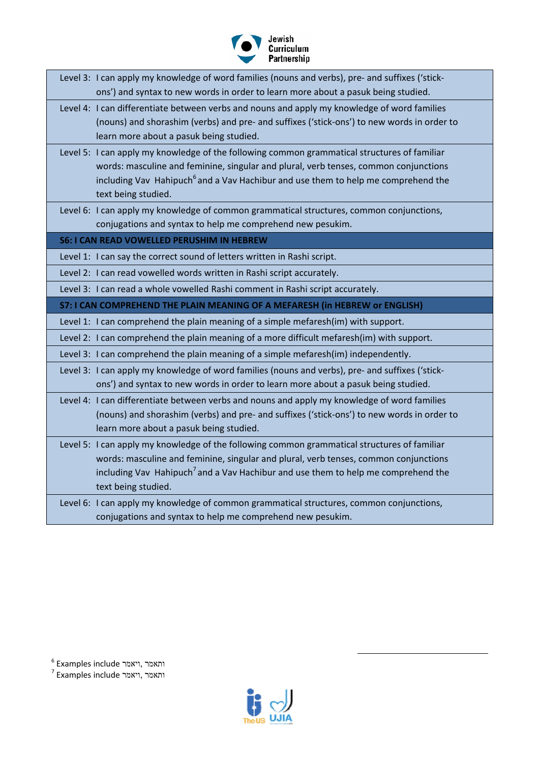| |
|---|
| Level 3: I can apply my knowledge of word families (nouns and verbs), pre- and suffixes ('stick-ons') and syntax to new words in order to learn more about a pasuk being studied. |
| Level 4: I can differentiate between verbs and nouns and apply my knowledge of word families (nouns) and shorashim (verbs) and pre- and suffixes ('stick-ons') to new words in order to learn more about a pasuk being studied. |
| Level 5: I can apply my knowledge of the following common grammatical structures of familiar words: masculine and feminine, singular and plural, verb tenses, common conjunctions including Vav Hahipuch[6] and a Vav Hachibur and use them to help me comprehend the text being studied. |
| Level 6: I can apply my knowledge of common grammatical structures, common conjunctions, conjugations and syntax to help me comprehend new pesukim. |
| **S6: I CAN READ VOWELLED PERUSHIM IN HEBREW** |
| Level 1: I can say the correct sound of letters written in Rashi script. |
| Level 2: I can read vowelled words written in Rashi script accurately. |
| Level 3: I can read a whole vowelled Rashi comment in Rashi script accurately. |
| **S7: I CAN COMPREHEND THE PLAIN MEANING OF A MEFARESH (in HEBREW or ENGLISH)** |
| Level 1: I can comprehend the plain meaning of a simple mefaresh(im) with support. |
| Level 2: I can comprehend the plain meaning of a more difficult mefaresh(im) with support. |
| Level 3: I can comprehend the plain meaning of a simple mefaresh(im) independently. |
| Level 3: I can apply my knowledge of word families (nouns and verbs), pre- and suffixes ('stick-ons') and syntax to new words in order to learn more about a pasuk being studied. |
| Level 4: I can differentiate between verbs and nouns and apply my knowledge of word families (nouns) and shorashim (verbs) and pre- and suffixes ('stick-ons') to new words in order to learn more about a pasuk being studied. |
| Level 5: I can apply my knowledge of the following common grammatical structures of familiar words: masculine and feminine, singular and plural, verb tenses, common conjunctions including Vav Hahipuch[7] and a Vav Hachibur and use them to help me comprehend the text being studied. |
| Level 6: I can apply my knowledge of common grammatical structures, common conjunctions, conjugations and syntax to help me comprehend new pesukim. |

[6] Examples include ויאמר, ותאמר

[7] Examples include ויאמר, ותאמר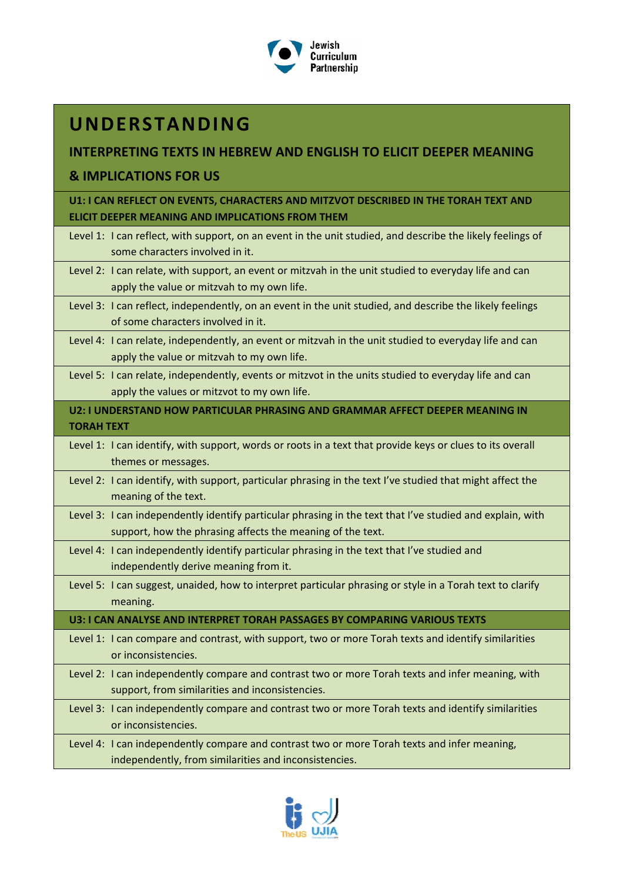# UNDERSTANDING

## INTERPRETING TEXTS IN HEBREW AND ENGLISH TO ELICIT DEEPER MEANING & IMPLICATIONS FOR US

### U1: I CAN REFLECT ON EVENTS, CHARACTERS AND MITZVOT DESCRIBED IN THE TORAH TEXT AND ELICIT DEEPER MEANING AND IMPLICATIONS FROM THEM

- Level 1: I can reflect, with support, on an event in the unit studied, and describe the likely feelings of some characters involved in it.
- Level 2: I can relate, with support, an event or mitzvah in the unit studied to everyday life and can apply the value or mitzvah to my own life.
- Level 3: I can reflect, independently, on an event in the unit studied, and describe the likely feelings of some characters involved in it.
- Level 4: I can relate, independently, an event or mitzvah in the unit studied to everyday life and can apply the value or mitzvah to my own life.
- Level 5: I can relate, independently, events or mitzvot in the units studied to everyday life and can apply the values or mitzvot to my own life.

### U2: I UNDERSTAND HOW PARTICULAR PHRASING AND GRAMMAR AFFECT DEEPER MEANING IN TORAH TEXT

- Level 1: I can identify, with support, words or roots in a text that provide keys or clues to its overall themes or messages.
- Level 2: I can identify, with support, particular phrasing in the text I've studied that might affect the meaning of the text.
- Level 3: I can independently identify particular phrasing in the text that I've studied and explain, with support, how the phrasing affects the meaning of the text.
- Level 4: I can independently identify particular phrasing in the text that I've studied and independently derive meaning from it.
- Level 5: I can suggest, unaided, how to interpret particular phrasing or style in a Torah text to clarify meaning.

### U3: I CAN ANALYSE AND INTERPRET TORAH PASSAGES BY COMPARING VARIOUS TEXTS

- Level 1: I can compare and contrast, with support, two or more Torah texts and identify similarities or inconsistencies.
- Level 2: I can independently compare and contrast two or more Torah texts and infer meaning, with support, from similarities and inconsistencies.
- Level 3: I can independently compare and contrast two or more Torah texts and identify similarities or inconsistencies.
- Level 4: I can independently compare and contrast two or more Torah texts and infer meaning, independently, from similarities and inconsistencies.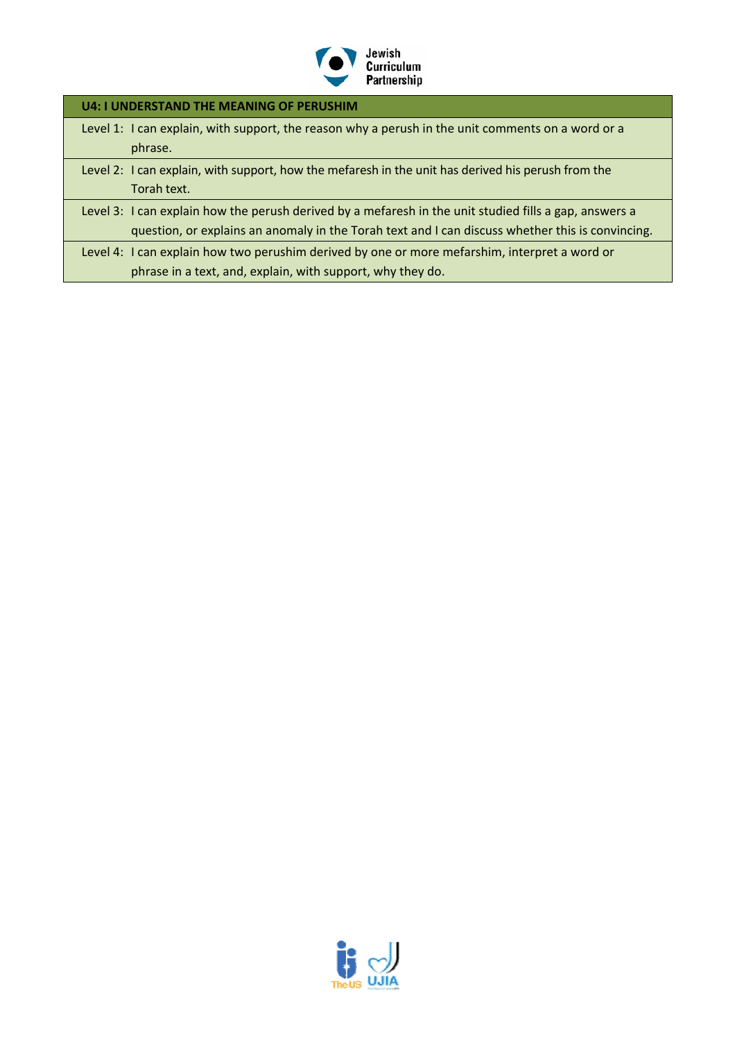| U4: I UNDERSTAND THE MEANING OF PERUSHIM |
|---|
| Level 1: I can explain, with support, the reason why a perush in the unit comments on a word or a phrase. |
| Level 2: I can explain, with support, how the mefaresh in the unit has derived his perush from the Torah text. |
| Level 3: I can explain how the perush derived by a mefaresh in the unit studied fills a gap, answers a question, or explains an anomaly in the Torah text and I can discuss whether this is convincing. |
| Level 4: I can explain how two perushim derived by one or more mefarshim, interpret a word or phrase in a text, and, explain, with support, why they do. |